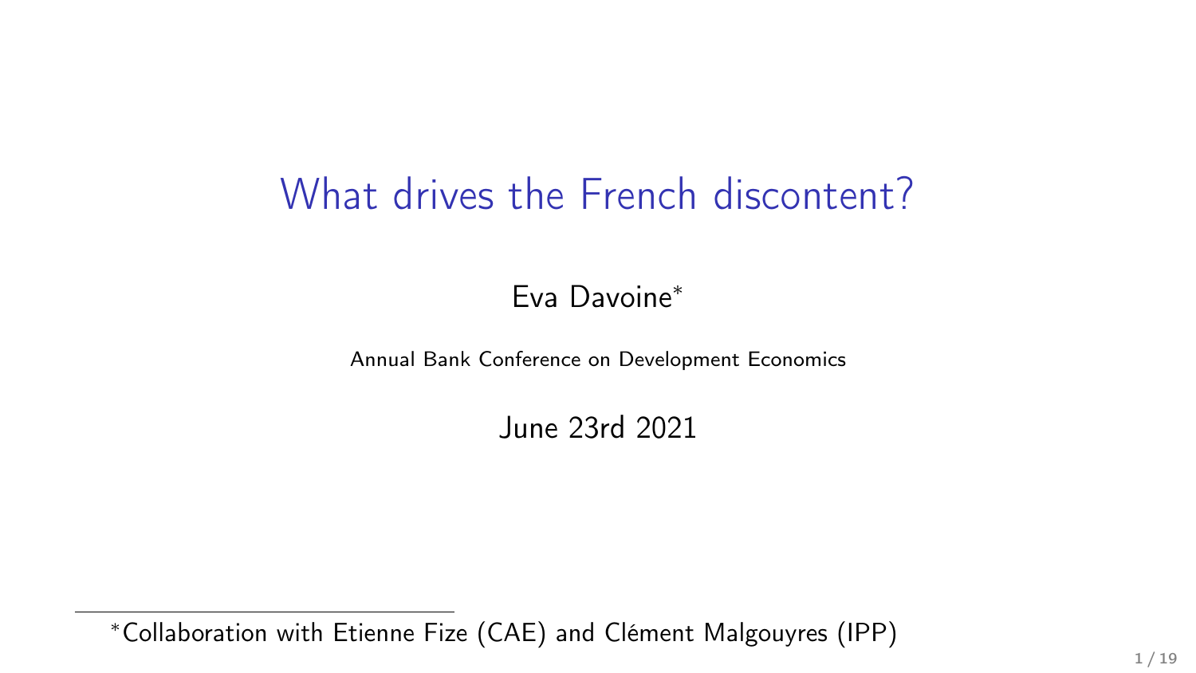# What drives the French discontent?

Eva Davoine[*]

Annual Bank Conference on Development Economics

June 23rd 2021

[*]Collaboration with Etienne Fize (CAE) and Clément Malgouyres (IPP)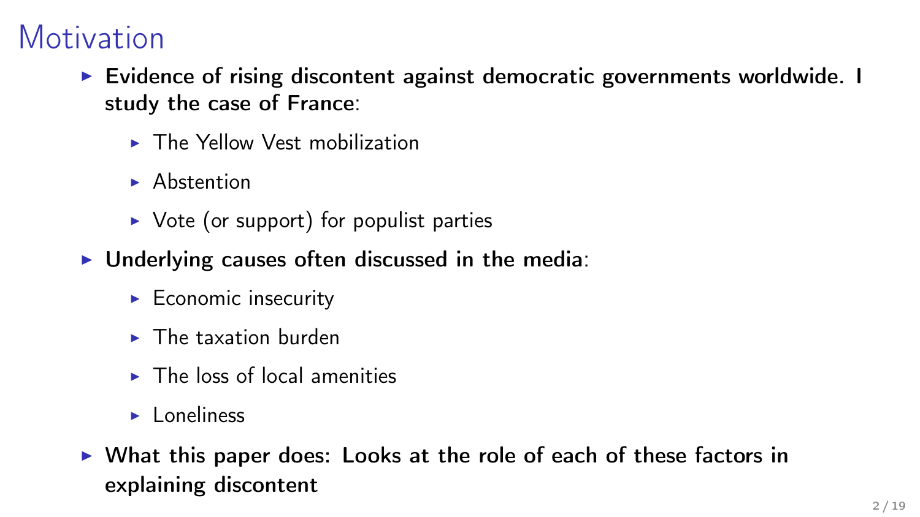# Motivation

- **Evidence of rising discontent against democratic governments worldwide. I study the case of France**:
  - The Yellow Vest mobilization
  - Abstention
  - Vote (or support) for populist parties
- **Underlying causes often discussed in the media**:
  - Economic insecurity
  - The taxation burden
  - The loss of local amenities
  - Loneliness
- **What this paper does: Looks at the role of each of these factors in explaining discontent**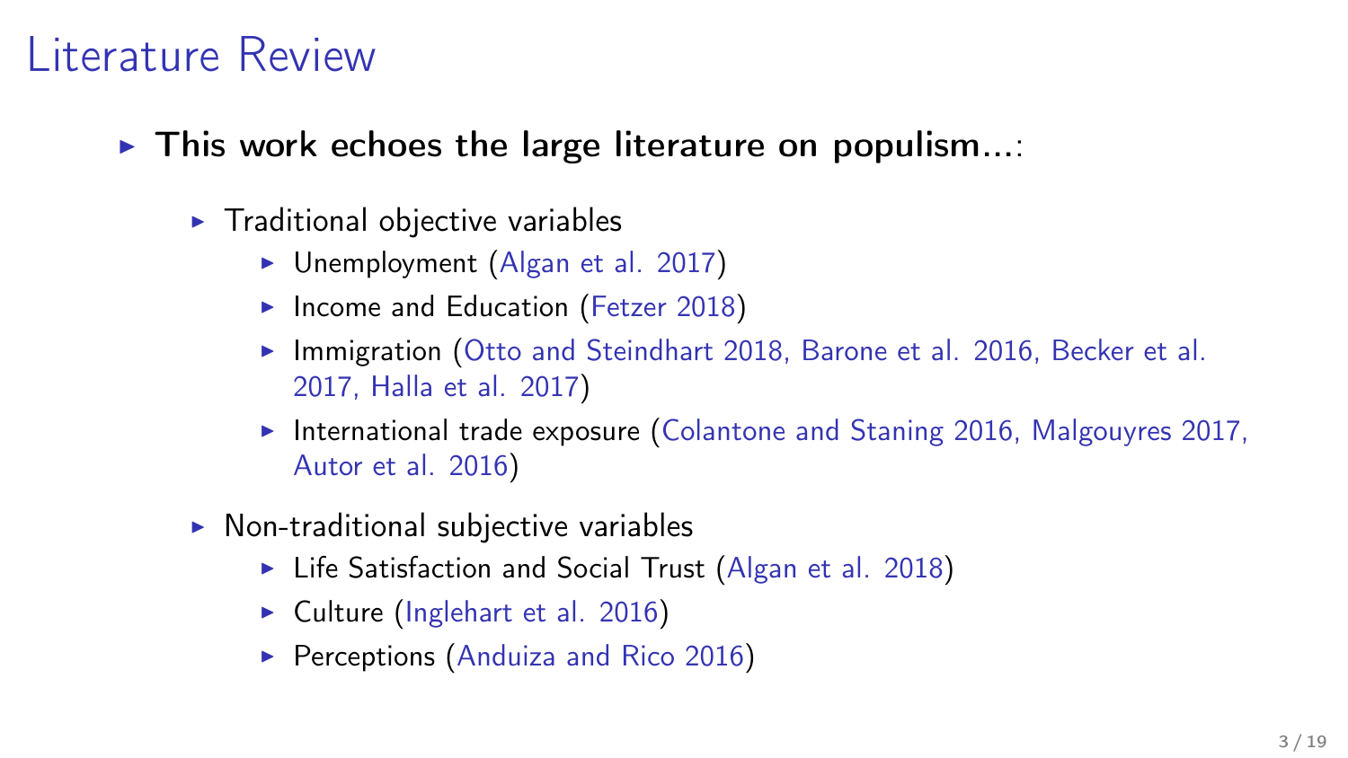# Literature Review

- **This work echoes the large literature on populism...**:
  - Traditional objective variables
    - Unemployment (Algan et al. 2017)
    - Income and Education (Fetzer 2018)
    - Immigration (Otto and Steindhart 2018, Barone et al. 2016, Becker et al. 2017, Halla et al. 2017)
    - International trade exposure (Colantone and Staning 2016, Malgouyres 2017, Autor et al. 2016)
  - Non-traditional subjective variables
    - Life Satisfaction and Social Trust (Algan et al. 2018)
    - Culture (Inglehart et al. 2016)
    - Perceptions (Anduiza and Rico 2016)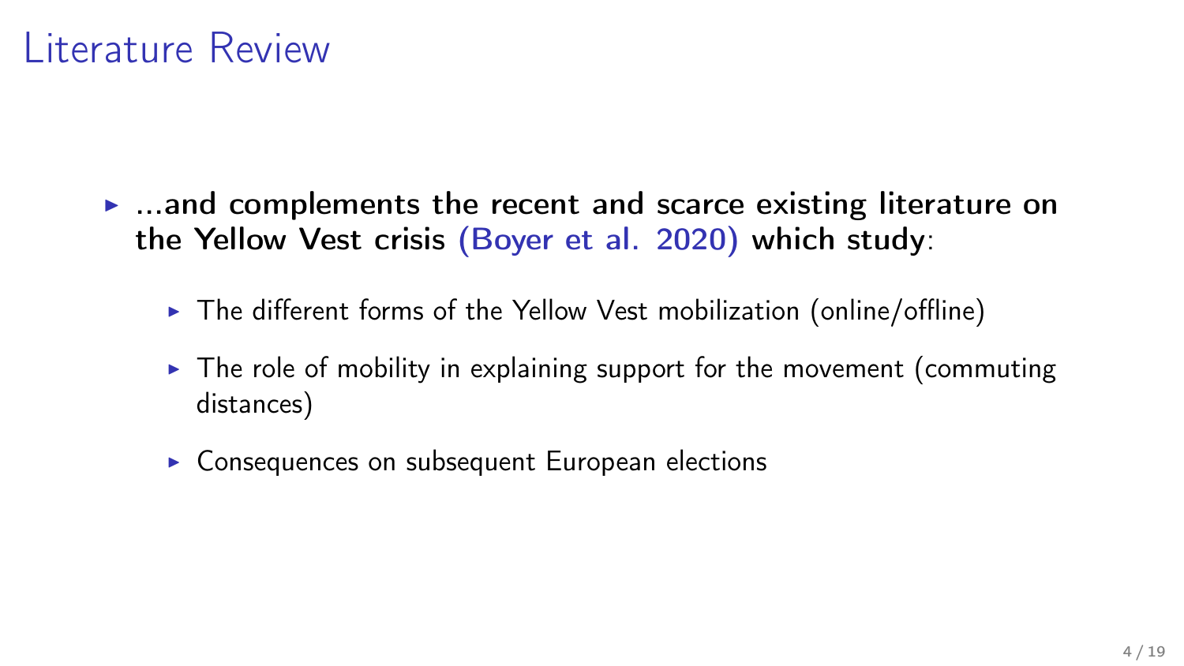# Literature Review

- **...and complements the recent and scarce existing literature on the Yellow Vest crisis** (Boyer et al. 2020) **which study**:
  - The different forms of the Yellow Vest mobilization (online/offline)
  - The role of mobility in explaining support for the movement (commuting distances)
  - Consequences on subsequent European elections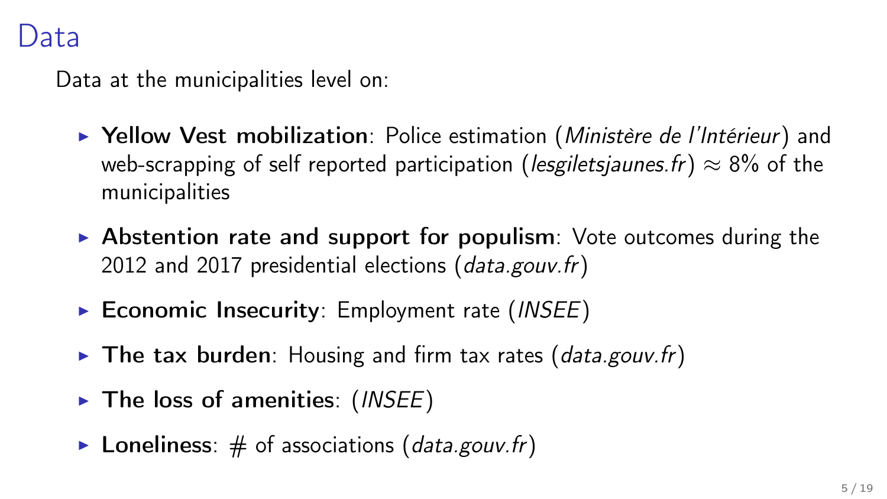# Data

Data at the municipalities level on:

- **Yellow Vest mobilization**: Police estimation (*Ministère de l'Intérieur*) and web-scrapping of self reported participation (*lesgiletsjaunes.fr*) $\approx$ 8% of the municipalities
- **Abstention rate and support for populism**: Vote outcomes during the 2012 and 2017 presidential elections (*data.gouv.fr*)
- **Economic Insecurity**: Employment rate (*INSEE*)
- **The tax burden**: Housing and firm tax rates (*data.gouv.fr*)
- **The loss of amenities**: (*INSEE*)
- **Loneliness**: # of associations (*data.gouv.fr*)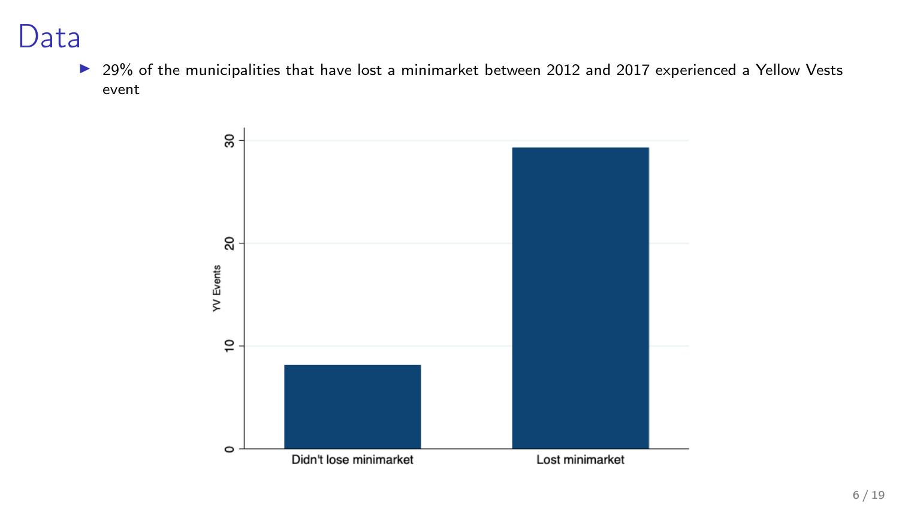# Data

- 29% of the municipalities that have lost a minimarket between 2012 and 2017 experienced a Yellow Vests event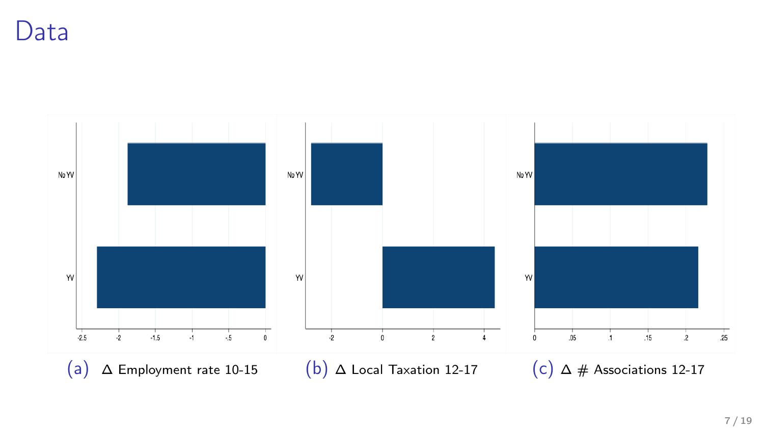# Data

(a) $\Delta$ Employment rate 10-15

(b) $\Delta$ Local Taxation 12-17

(c) $\Delta$ # Associations 12-17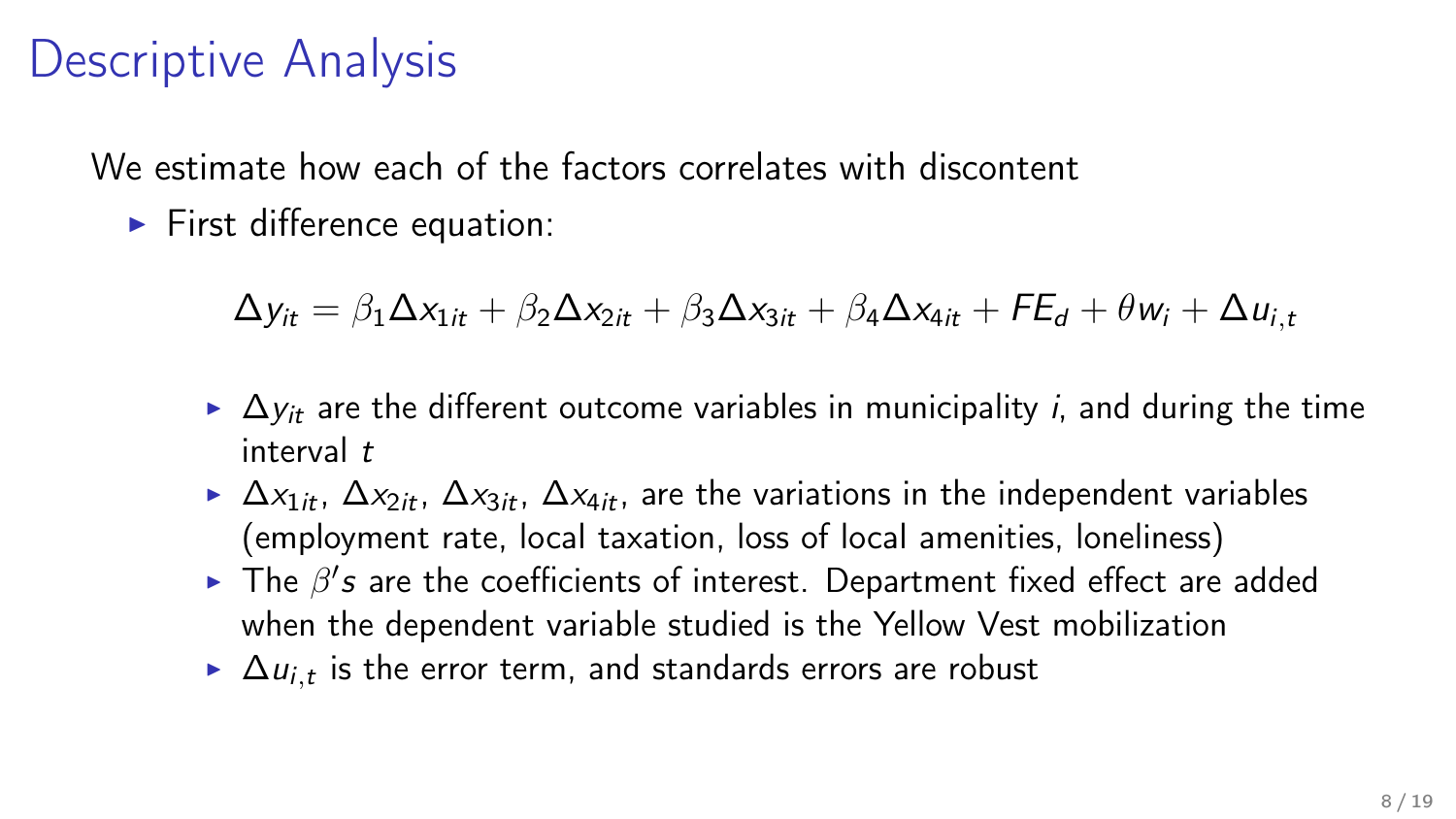# Descriptive Analysis

We estimate how each of the factors correlates with discontent

- First difference equation:

$$\Delta y_{it} = \beta_1 \Delta x_{1it} + \beta_2 \Delta x_{2it} + \beta_3 \Delta x_{3it} + \beta_4 \Delta x_{4it} + FE_d + \theta w_i + \Delta u_{i,t}$$

  - $\Delta y_{it}$ are the different outcome variables in municipality $i$, and during the time interval $t$
  - $\Delta x_{1it}$, $\Delta x_{2it}$, $\Delta x_{3it}$, $\Delta x_{4it}$, are the variations in the independent variables (employment rate, local taxation, loss of local amenities, loneliness)
  - The $\beta' s$ are the coefficients of interest. Department fixed effect are added when the dependent variable studied is the Yellow Vest mobilization
  - $\Delta u_{i,t}$ is the error term, and standards errors are robust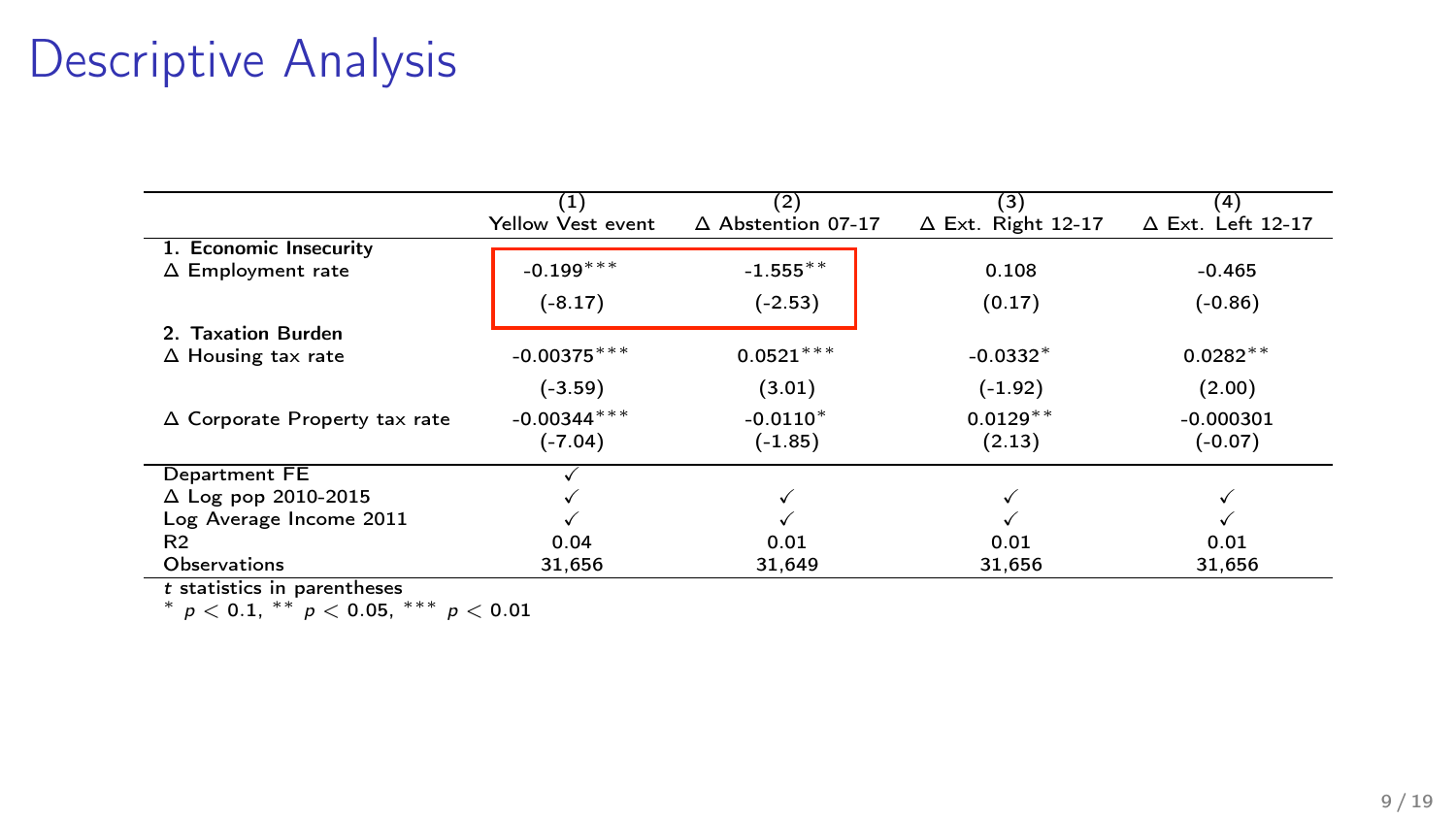# Descriptive Analysis

| | (1) Yellow Vest event | (2) $\Delta$ Abstention 07-17 | (3) $\Delta$ Ext. Right 12-17 | (4) $\Delta$ Ext. Left 12-17 |
|---|---|---|---|---|
| **1. Economic Insecurity** | | | | |
| $\Delta$ Employment rate | -0.199$^{***}$ | -1.555$^{**}$ | 0.108 | -0.465 |
| | (-8.17) | (-2.53) | (0.17) | (-0.86) |
| **2. Taxation Burden** | | | | |
| $\Delta$ Housing tax rate | -0.00375$^{***}$ | 0.0521$^{***}$ | -0.0332$^{*}$ | 0.0282$^{**}$ |
| | (-3.59) | (3.01) | (-1.92) | (2.00) |
| $\Delta$ Corporate Property tax rate | -0.00344$^{***}$ | -0.0110$^{*}$ | 0.0129$^{**}$ | -0.000301 |
| | (-7.04) | (-1.85) | (2.13) | (-0.07) |
| Department FE | ✓ | | | |
| $\Delta$ Log pop 2010-2015 | ✓ | ✓ | ✓ | ✓ |
| Log Average Income 2011 | ✓ | ✓ | ✓ | ✓ |
| R2 | 0.04 | 0.01 | 0.01 | 0.01 |
| Observations | 31,656 | 31,649 | 31,656 | 31,656 |

*t* statistics in parentheses

$^{*}$ $p < 0.1$, $^{**}$ $p < 0.05$, $^{***}$ $p < 0.01$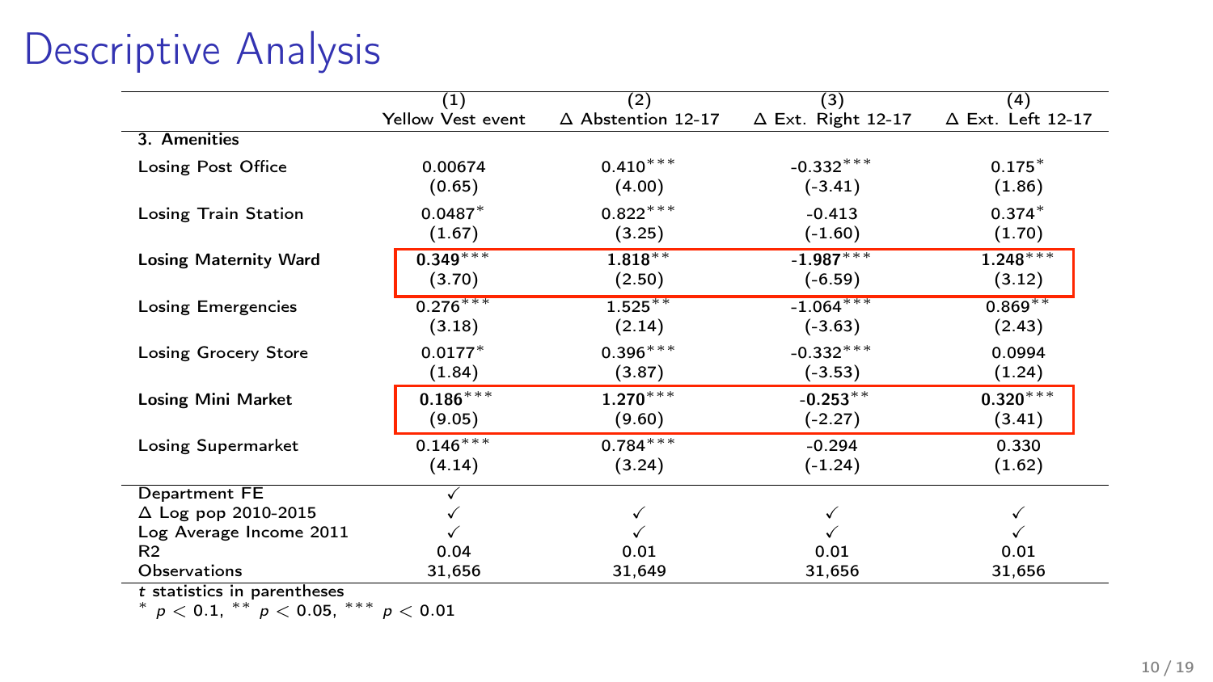# Descriptive Analysis

| | (1) Yellow Vest event | (2) Δ Abstention 12-17 | (3) Δ Ext. Right 12-17 | (4) Δ Ext. Left 12-17 |
|---|---|---|---|---|
| **3. Amenities** | | | | |
| Losing Post Office | 0.00674 | $0.410^{***}$ | $-0.332^{***}$ | $0.175^{*}$ |
| | (0.65) | (4.00) | (-3.41) | (1.86) |
| Losing Train Station | $0.0487^{*}$ | $0.822^{***}$ | -0.413 | $0.374^{*}$ |
| | (1.67) | (3.25) | (-1.60) | (1.70) |
| **Losing Maternity Ward** | $\mathbf{0.349}^{***}$ | $\mathbf{1.818}^{**}$ | $\mathbf{-1.987}^{***}$ | $\mathbf{1.248}^{***}$ |
| | (3.70) | (2.50) | (-6.59) | (3.12) |
| Losing Emergencies | $0.276^{***}$ | $1.525^{**}$ | $-1.064^{***}$ | $0.869^{**}$ |
| | (3.18) | (2.14) | (-3.63) | (2.43) |
| Losing Grocery Store | $0.0177^{*}$ | $0.396^{***}$ | $-0.332^{***}$ | 0.0994 |
| | (1.84) | (3.87) | (-3.53) | (1.24) |
| **Losing Mini Market** | $\mathbf{0.186}^{***}$ | $\mathbf{1.270}^{***}$ | $\mathbf{-0.253}^{**}$ | $\mathbf{0.320}^{***}$ |
| | (9.05) | (9.60) | (-2.27) | (3.41) |
| Losing Supermarket | $0.146^{***}$ | $0.784^{***}$ | -0.294 | 0.330 |
| | (4.14) | (3.24) | (-1.24) | (1.62) |
| Department FE | ✓ | | | |
| Δ Log pop 2010-2015 | ✓ | ✓ | ✓ | ✓ |
| Log Average Income 2011 | ✓ | ✓ | ✓ | ✓ |
| $R2$ | 0.04 | 0.01 | 0.01 | 0.01 |
| Observations | 31,656 | 31,649 | 31,656 | 31,656 |

*t* statistics in parentheses
$^{*}$ $p < 0.1$, $^{**}$ $p < 0.05$, $^{***}$ $p < 0.01$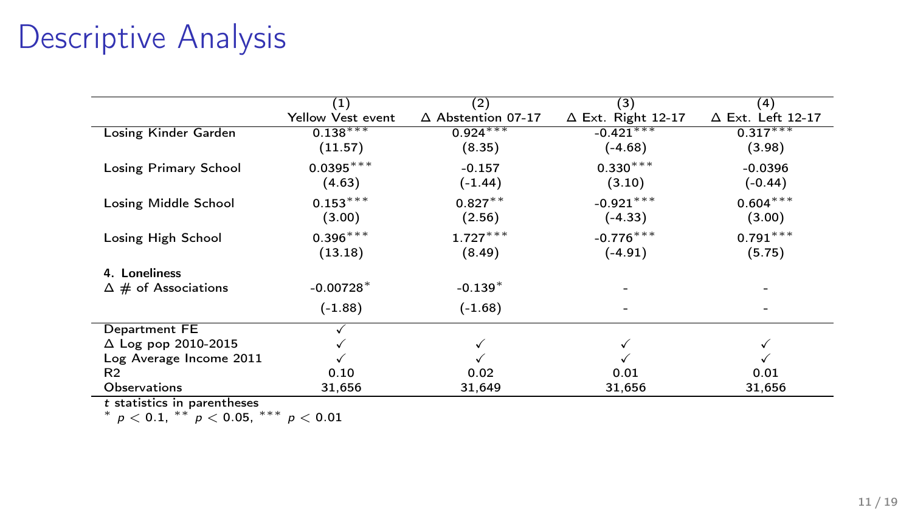# Descriptive Analysis

| | (1) | (2) | (3) | (4) |
|---|---|---|---|---|
| | Yellow Vest event | Δ Abstention 07-17 | Δ Ext. Right 12-17 | Δ Ext. Left 12-17 |
| Losing Kinder Garden | $0.138^{***}$ | $0.924^{***}$ | $-0.421^{***}$ | $0.317^{***}$ |
| | (11.57) | (8.35) | (-4.68) | (3.98) |
| Losing Primary School | $0.0395^{***}$ | -0.157 | $0.330^{***}$ | -0.0396 |
| | (4.63) | (-1.44) | (3.10) | (-0.44) |
| Losing Middle School | $0.153^{***}$ | $0.827^{**}$ | $-0.921^{***}$ | $0.604^{***}$ |
| | (3.00) | (2.56) | (-4.33) | (3.00) |
| Losing High School | $0.396^{***}$ | $1.727^{***}$ | $-0.776^{***}$ | $0.791^{***}$ |
| | (13.18) | (8.49) | (-4.91) | (5.75) |
| **4. Loneliness** | | | | |
| Δ # of Associations | $-0.00728^{*}$ | $-0.139^{*}$ | - | - |
| | (-1.88) | (-1.68) | - | - |
| Department FE | ✓ | | | |
| Δ Log pop 2010-2015 | ✓ | ✓ | ✓ | ✓ |
| Log Average Income 2011 | ✓ | ✓ | ✓ | ✓ |
| R2 | 0.10 | 0.02 | 0.01 | 0.01 |
| Observations | 31,656 | 31,649 | 31,656 | 31,656 |

*t* statistics in parentheses

$^{*}$ $p < 0.1$, $^{**}$ $p < 0.05$, $^{***}$ $p < 0.01$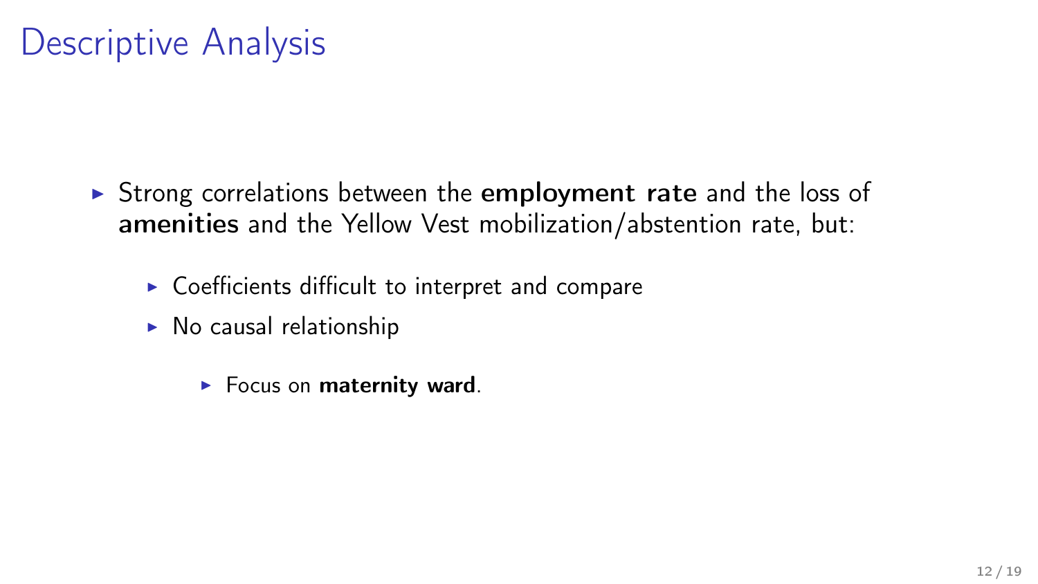# Descriptive Analysis

- Strong correlations between the **employment rate** and the loss of **amenities** and the Yellow Vest mobilization/abstention rate, but:
  - Coefficients difficult to interpret and compare
  - No causal relationship
    - Focus on **maternity ward**.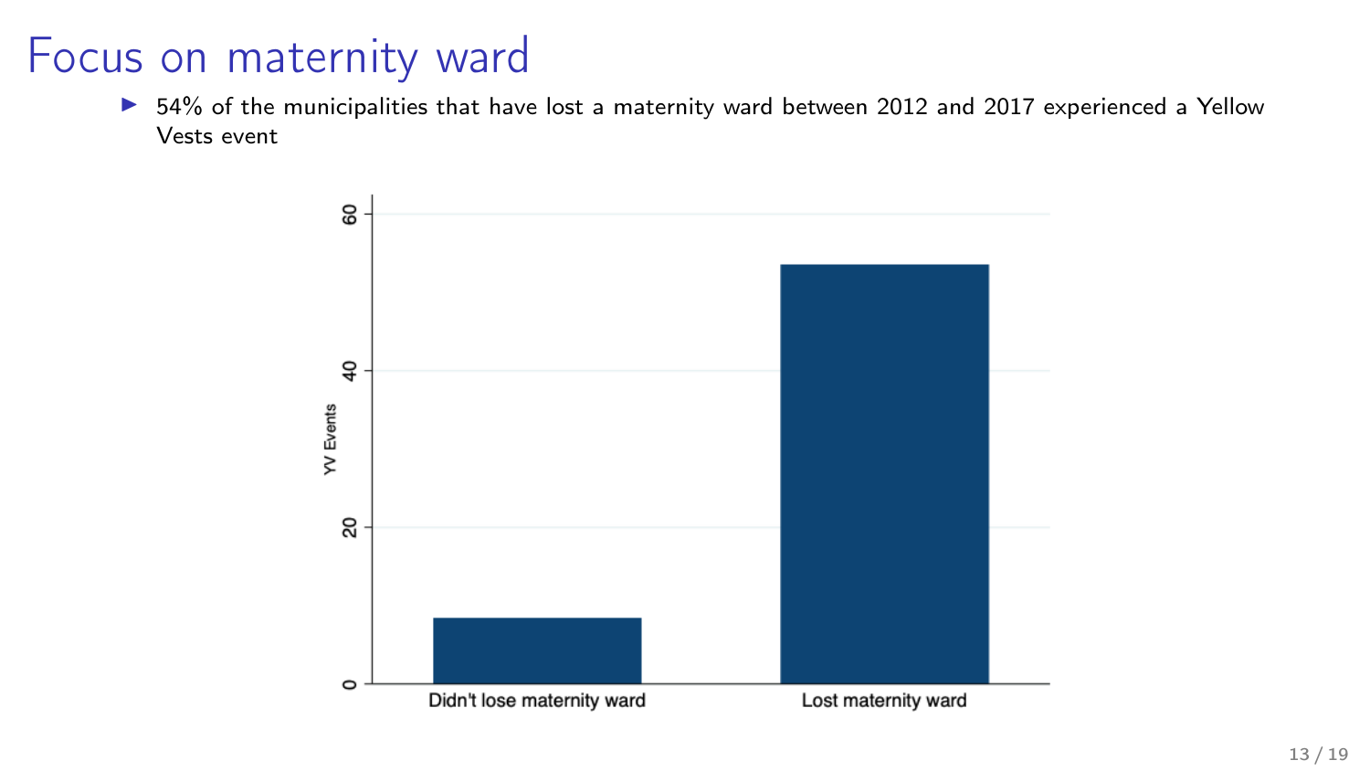# Focus on maternity ward

- 54% of the municipalities that have lost a maternity ward between 2012 and 2017 experienced a Yellow Vests event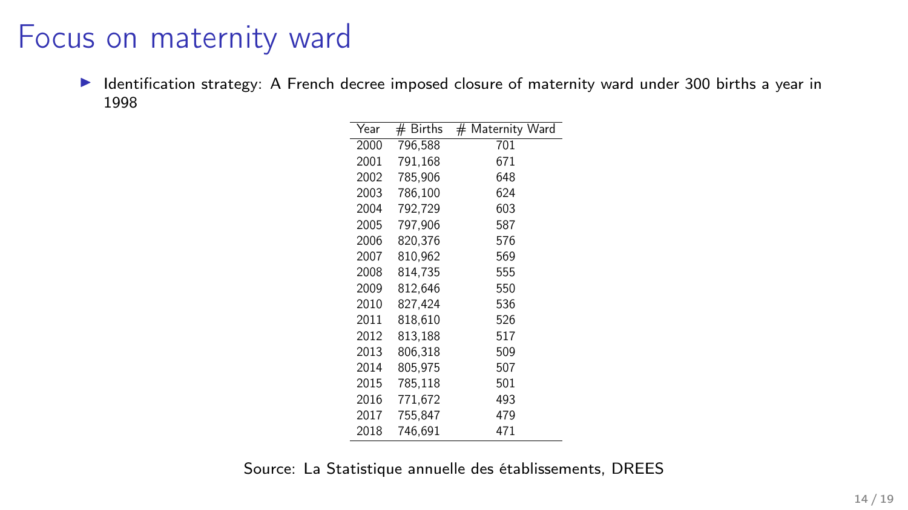# Focus on maternity ward

- Identification strategy: A French decree imposed closure of maternity ward under 300 births a year in 1998

| Year | # Births | # Maternity Ward |
|---|---|---|
| 2000 | 796,588 | 701 |
| 2001 | 791,168 | 671 |
| 2002 | 785,906 | 648 |
| 2003 | 786,100 | 624 |
| 2004 | 792,729 | 603 |
| 2005 | 797,906 | 587 |
| 2006 | 820,376 | 576 |
| 2007 | 810,962 | 569 |
| 2008 | 814,735 | 555 |
| 2009 | 812,646 | 550 |
| 2010 | 827,424 | 536 |
| 2011 | 818,610 | 526 |
| 2012 | 813,188 | 517 |
| 2013 | 806,318 | 509 |
| 2014 | 805,975 | 507 |
| 2015 | 785,118 | 501 |
| 2016 | 771,672 | 493 |
| 2017 | 755,847 | 479 |
| 2018 | 746,691 | 471 |

Source: La Statistique annuelle des établissements, DREES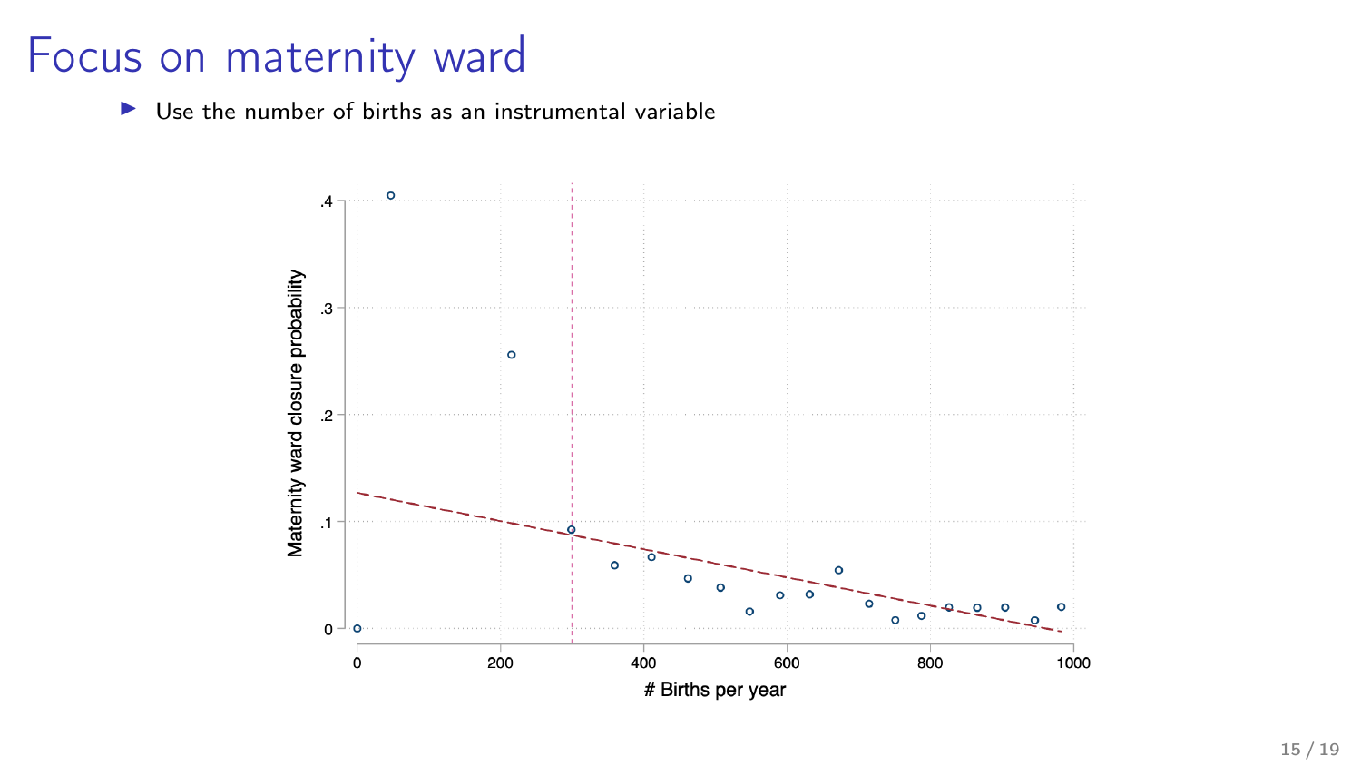# Focus on maternity ward

- Use the number of births as an instrumental variable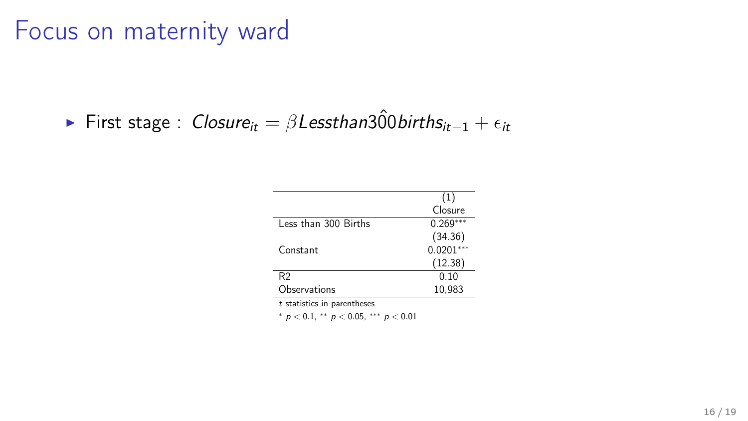# Focus on maternity ward

- First stage : $Closure_{it} = \beta Lessthan3\hat{0}0births_{it-1} + \epsilon_{it}$

| | (1) |
|---|---|
| | Closure |
| Less than 300 Births | 0.269*** |
| | (34.36) |
| Constant | 0.0201*** |
| | (12.38) |
| R2 | 0.10 |
| Observations | 10,983 |

*t* statistics in parentheses

* $p < 0.1$, ** $p < 0.05$, *** $p < 0.01$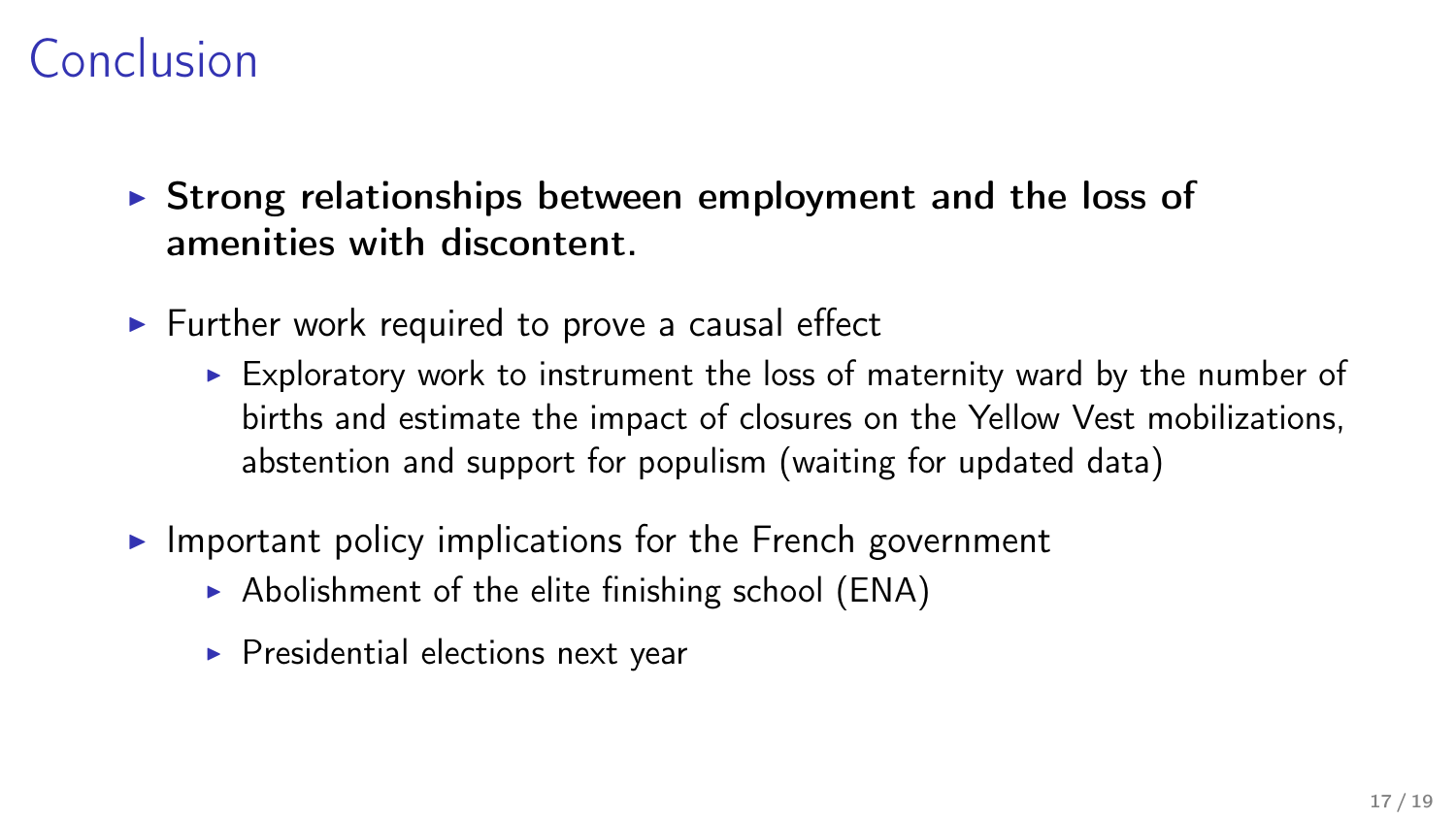# Conclusion

- **Strong relationships between employment and the loss of amenities with discontent.**
- Further work required to prove a causal effect
  - Exploratory work to instrument the loss of maternity ward by the number of births and estimate the impact of closures on the Yellow Vest mobilizations, abstention and support for populism (waiting for updated data)
- Important policy implications for the French government
  - Abolishment of the elite finishing school (ENA)
  - Presidential elections next year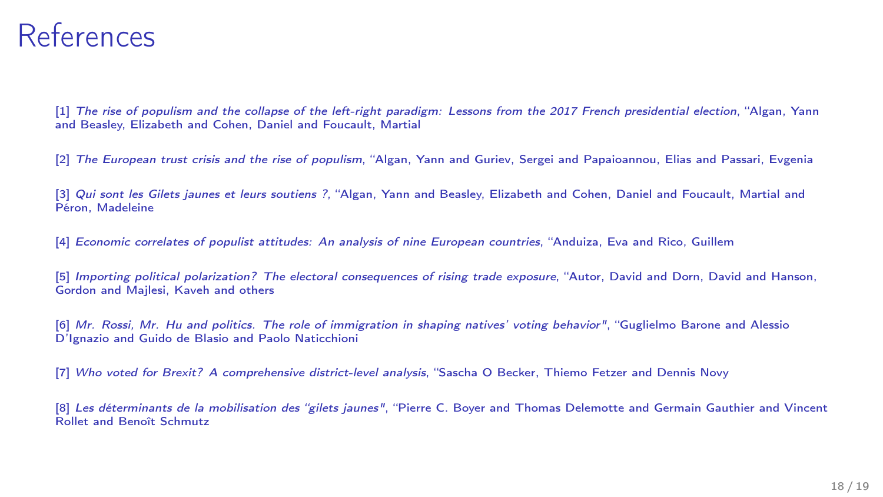# References

[1] *The rise of populism and the collapse of the left-right paradigm: Lessons from the 2017 French presidential election*, "Algan, Yann and Beasley, Elizabeth and Cohen, Daniel and Foucault, Martial

[2] *The European trust crisis and the rise of populism*, "Algan, Yann and Guriev, Sergei and Papaioannou, Elias and Passari, Evgenia

[3] *Qui sont les Gilets jaunes et leurs soutiens ?*, "Algan, Yann and Beasley, Elizabeth and Cohen, Daniel and Foucault, Martial and Péron, Madeleine

[4] *Economic correlates of populist attitudes: An analysis of nine European countries*, "Anduiza, Eva and Rico, Guillem

[5] *Importing political polarization? The electoral consequences of rising trade exposure*, "Autor, David and Dorn, David and Hanson, Gordon and Majlesi, Kaveh and others

[6] *Mr. Rossi, Mr. Hu and politics. The role of immigration in shaping natives' voting behavior"*, "Guglielmo Barone and Alessio D'Ignazio and Guido de Blasio and Paolo Naticchioni

[7] *Who voted for Brexit? A comprehensive district-level analysis*, "Sascha O Becker, Thiemo Fetzer and Dennis Novy

[8] *Les déterminants de la mobilisation des "gilets jaunes"*, "Pierre C. Boyer and Thomas Delemotte and Germain Gauthier and Vincent Rollet and Benoît Schmutz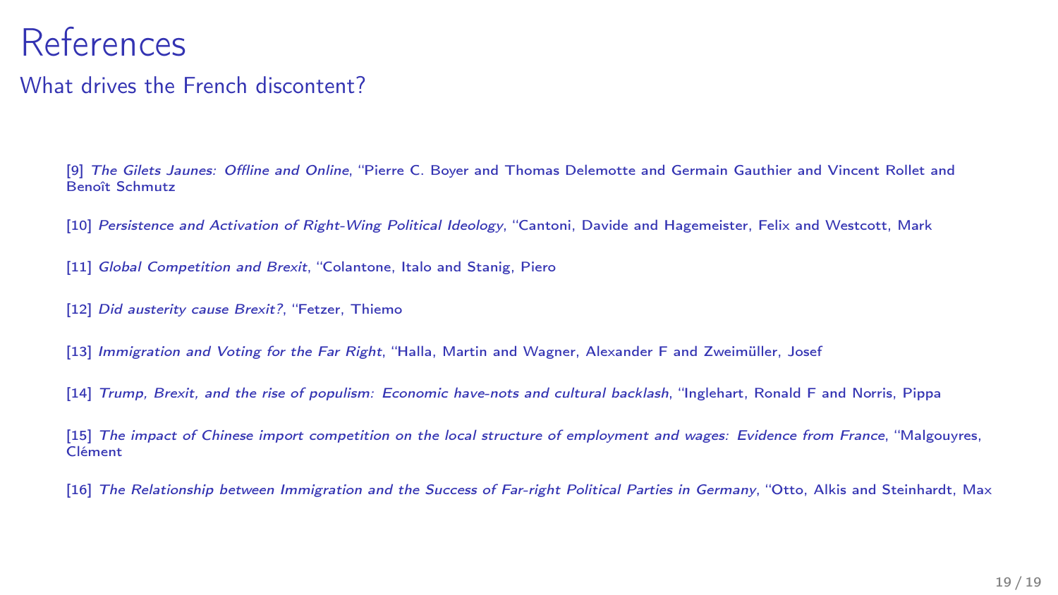# References

## What drives the French discontent?

[9] *The Gilets Jaunes: Offline and Online*, "Pierre C. Boyer and Thomas Delemotte and Germain Gauthier and Vincent Rollet and Benoît Schmutz

[10] *Persistence and Activation of Right-Wing Political Ideology*, "Cantoni, Davide and Hagemeister, Felix and Westcott, Mark

[11] *Global Competition and Brexit*, "Colantone, Italo and Stanig, Piero

[12] *Did austerity cause Brexit?*, "Fetzer, Thiemo

[13] *Immigration and Voting for the Far Right*, "Halla, Martin and Wagner, Alexander F and Zweimüller, Josef

[14] *Trump, Brexit, and the rise of populism: Economic have-nots and cultural backlash*, "Inglehart, Ronald F and Norris, Pippa

[15] *The impact of Chinese import competition on the local structure of employment and wages: Evidence from France*, "Malgouyres, Clément

[16] *The Relationship between Immigration and the Success of Far-right Political Parties in Germany*, "Otto, Alkis and Steinhardt, Max